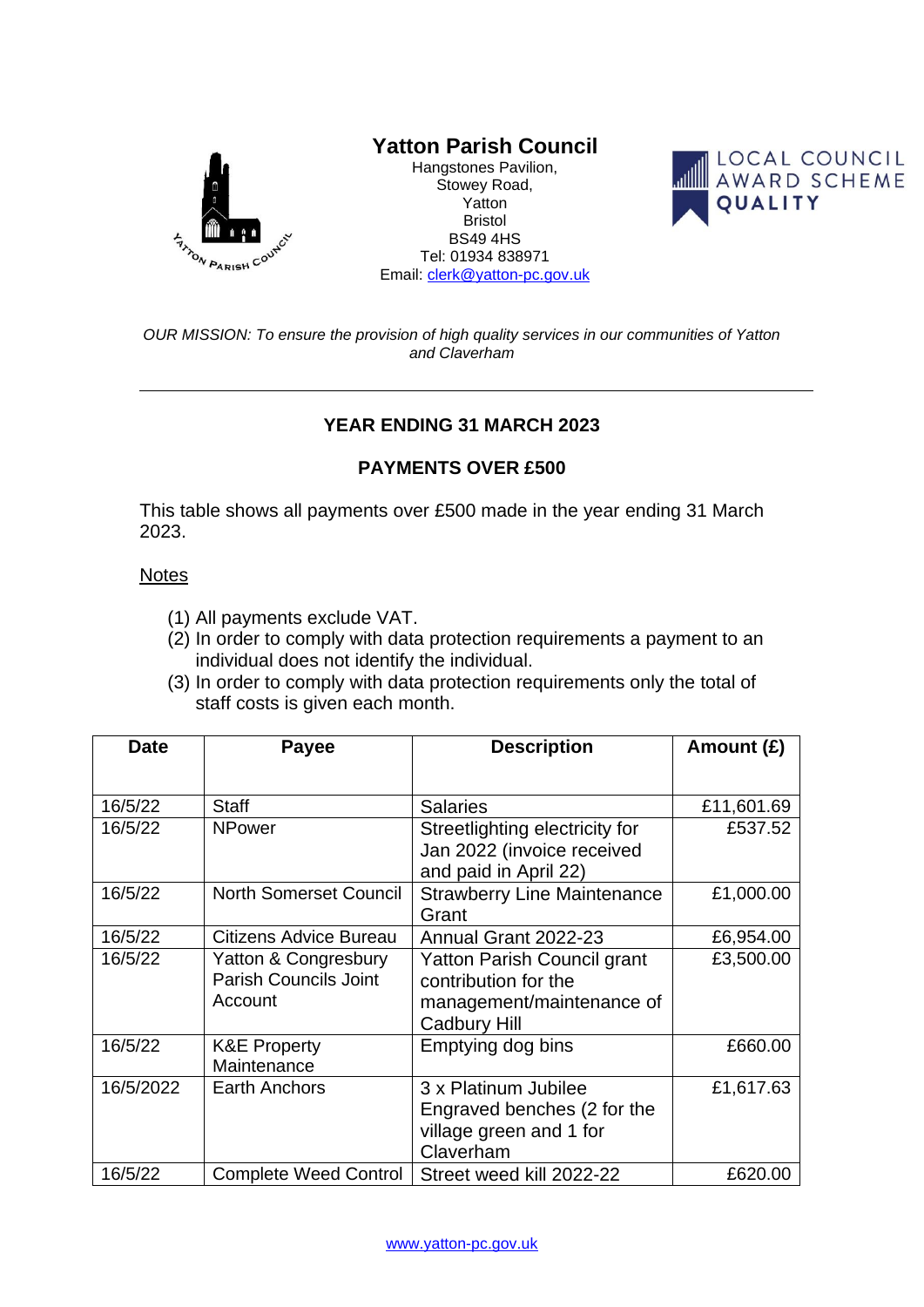# Yatton Parish Council

Hangstones Pavilion,
Stowey Road,
Yatton
Bristol
BS49 4HS
Tel: 01934 838971
Email: clerk@yatton-pc.gov.uk

LOCAL COUNCIL AWARD SCHEME QUALITY

*OUR MISSION: To ensure the provision of high quality services in our communities of Yatton and Claverham*

---

## YEAR ENDING 31 MARCH 2023

## PAYMENTS OVER £500

This table shows all payments over £500 made in the year ending 31 March 2023.

Notes

(1) All payments exclude VAT.
(2) In order to comply with data protection requirements a payment to an individual does not identify the individual.
(3) In order to comply with data protection requirements only the total of staff costs is given each month.

| Date | Payee | Description | Amount (£) |
|---|---|---|---|
| 16/5/22 | Staff | Salaries | £11,601.69 |
| 16/5/22 | NPower | Streetlighting electricity for Jan 2022 (invoice received and paid in April 22) | £537.52 |
| 16/5/22 | North Somerset Council | Strawberry Line Maintenance Grant | £1,000.00 |
| 16/5/22 | Citizens Advice Bureau | Annual Grant 2022-23 | £6,954.00 |
| 16/5/22 | Yatton & Congresbury Parish Councils Joint Account | Yatton Parish Council grant contribution for the management/maintenance of Cadbury Hill | £3,500.00 |
| 16/5/22 | K&E Property Maintenance | Emptying dog bins | £660.00 |
| 16/5/2022 | Earth Anchors | 3 x Platinum Jubilee Engraved benches (2 for the village green and 1 for Claverham | £1,617.63 |
| 16/5/22 | Complete Weed Control | Street weed kill 2022-22 | £620.00 |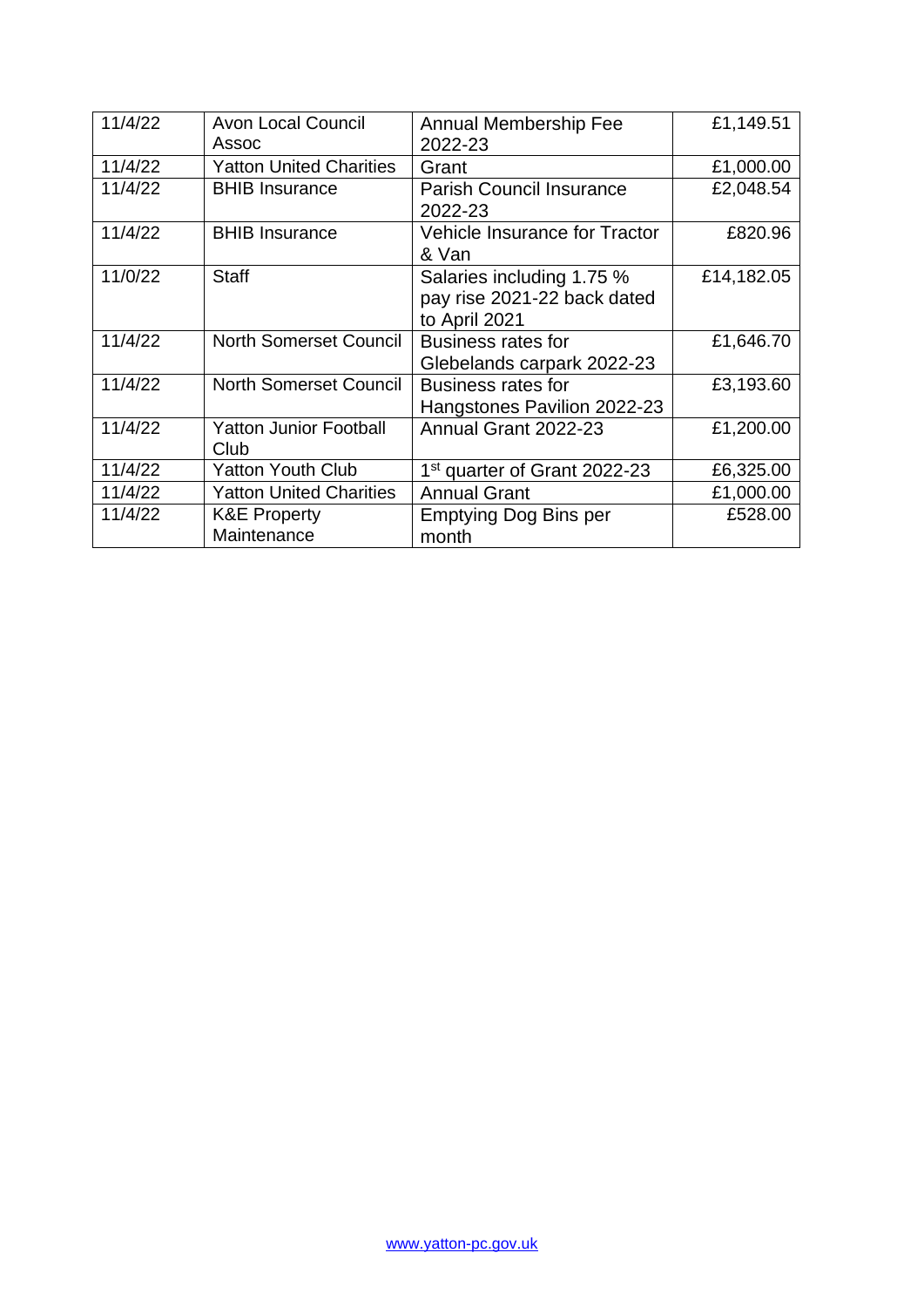| | | | |
|---|---|---|---|
| 11/4/22 | Avon Local Council Assoc | Annual Membership Fee 2022-23 | £1,149.51 |
| 11/4/22 | Yatton United Charities | Grant | £1,000.00 |
| 11/4/22 | BHIB Insurance | Parish Council Insurance 2022-23 | £2,048.54 |
| 11/4/22 | BHIB Insurance | Vehicle Insurance for Tractor & Van | £820.96 |
| 11/0/22 | Staff | Salaries including 1.75 % pay rise 2021-22 back dated to April 2021 | £14,182.05 |
| 11/4/22 | North Somerset Council | Business rates for Glebelands carpark 2022-23 | £1,646.70 |
| 11/4/22 | North Somerset Council | Business rates for Hangstones Pavilion 2022-23 | £3,193.60 |
| 11/4/22 | Yatton Junior Football Club | Annual Grant 2022-23 | £1,200.00 |
| 11/4/22 | Yatton Youth Club | 1st quarter of Grant 2022-23 | £6,325.00 |
| 11/4/22 | Yatton United Charities | Annual Grant | £1,000.00 |
| 11/4/22 | K&E Property Maintenance | Emptying Dog Bins per month | £528.00 |

www.yatton-pc.gov.uk